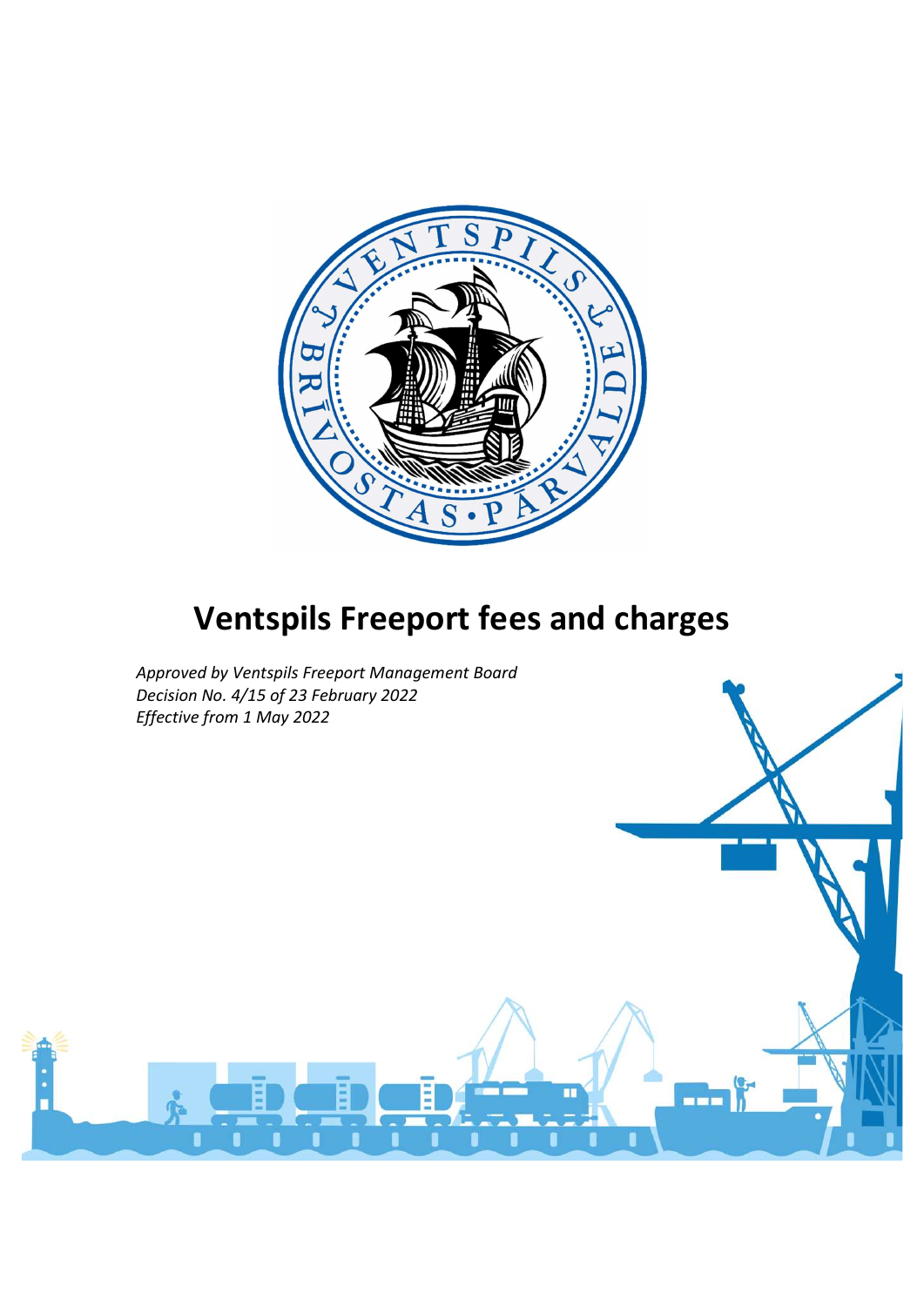# Ventspils Freeport fees and charges

*Approved by Ventspils Freeport Management Board*
*Decision No. 4/15 of 23 February 2022*
*Effective from 1 May 2022*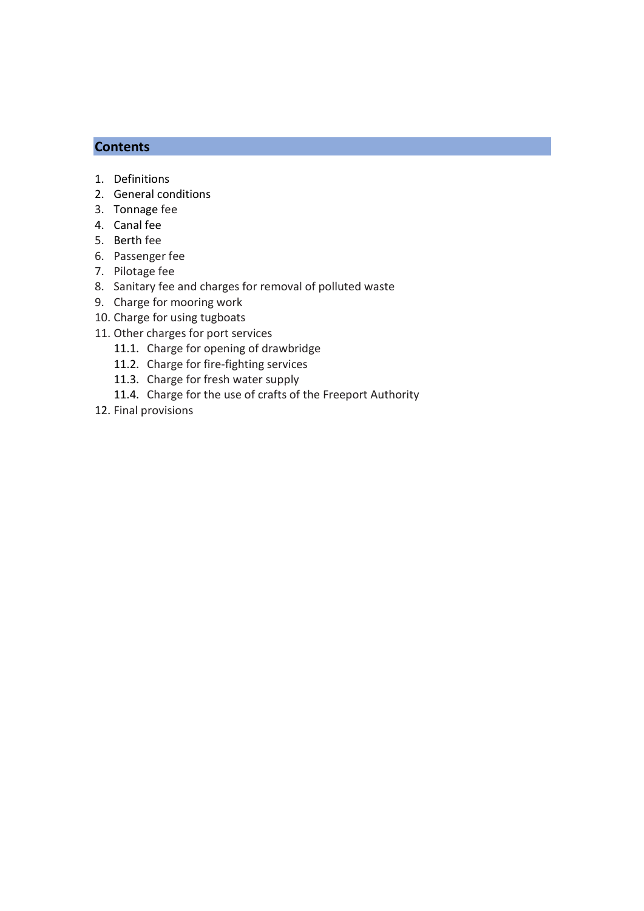## Contents

1. Definitions
2. General conditions
3. Tonnage fee
4. Canal fee
5. Berth fee
6. Passenger fee
7. Pilotage fee
8. Sanitary fee and charges for removal of polluted waste
9. Charge for mooring work
10. Charge for using tugboats
11. Other charges for port services
    - 11.1. Charge for opening of drawbridge
    - 11.2. Charge for fire-fighting services
    - 11.3. Charge for fresh water supply
    - 11.4. Charge for the use of crafts of the Freeport Authority
12. Final provisions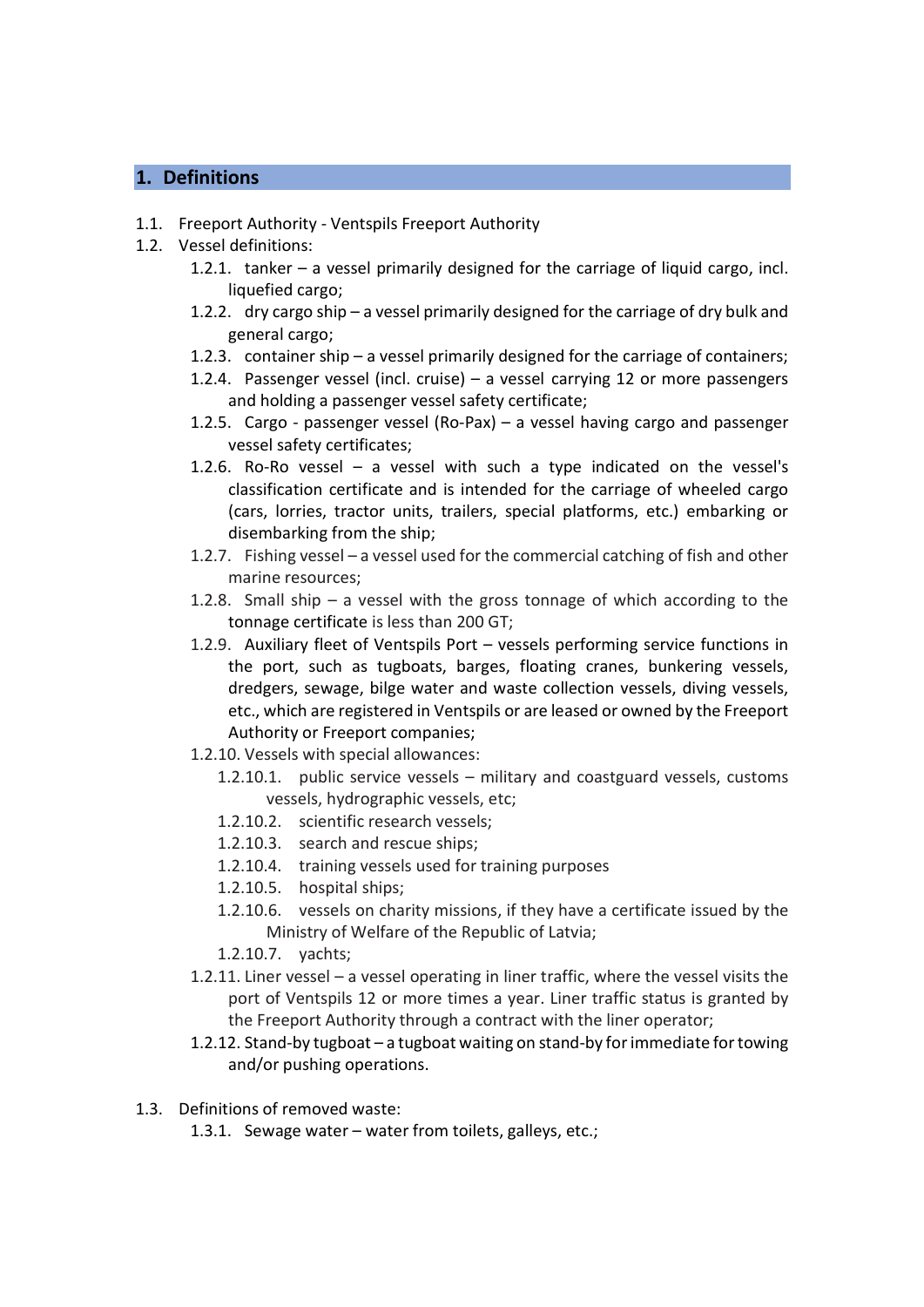## 1. Definitions

1.1. Freeport Authority - Ventspils Freeport Authority

1.2. Vessel definitions:

- 1.2.1. tanker – a vessel primarily designed for the carriage of liquid cargo, incl. liquefied cargo;
- 1.2.2. dry cargo ship – a vessel primarily designed for the carriage of dry bulk and general cargo;
- 1.2.3. container ship – a vessel primarily designed for the carriage of containers;
- 1.2.4. Passenger vessel (incl. cruise) – a vessel carrying 12 or more passengers and holding a passenger vessel safety certificate;
- 1.2.5. Cargo - passenger vessel (Ro-Pax) – a vessel having cargo and passenger vessel safety certificates;
- 1.2.6. Ro-Ro vessel – a vessel with such a type indicated on the vessel's classification certificate and is intended for the carriage of wheeled cargo (cars, lorries, tractor units, trailers, special platforms, etc.) embarking or disembarking from the ship;
- 1.2.7. Fishing vessel – a vessel used for the commercial catching of fish and other marine resources;
- 1.2.8. Small ship – a vessel with the gross tonnage of which according to the tonnage certificate is less than 200 GT;
- 1.2.9. Auxiliary fleet of Ventspils Port – vessels performing service functions in the port, such as tugboats, barges, floating cranes, bunkering vessels, dredgers, sewage, bilge water and waste collection vessels, diving vessels, etc., which are registered in Ventspils or are leased or owned by the Freeport Authority or Freeport companies;
- 1.2.10. Vessels with special allowances:
  - 1.2.10.1. public service vessels – military and coastguard vessels, customs vessels, hydrographic vessels, etc;
  - 1.2.10.2. scientific research vessels;
  - 1.2.10.3. search and rescue ships;
  - 1.2.10.4. training vessels used for training purposes
  - 1.2.10.5. hospital ships;
  - 1.2.10.6. vessels on charity missions, if they have a certificate issued by the Ministry of Welfare of the Republic of Latvia;
  - 1.2.10.7. yachts;
- 1.2.11. Liner vessel – a vessel operating in liner traffic, where the vessel visits the port of Ventspils 12 or more times a year. Liner traffic status is granted by the Freeport Authority through a contract with the liner operator;
- 1.2.12. Stand-by tugboat – a tugboat waiting on stand-by for immediate for towing and/or pushing operations.

1.3. Definitions of removed waste:

- 1.3.1. Sewage water – water from toilets, galleys, etc.;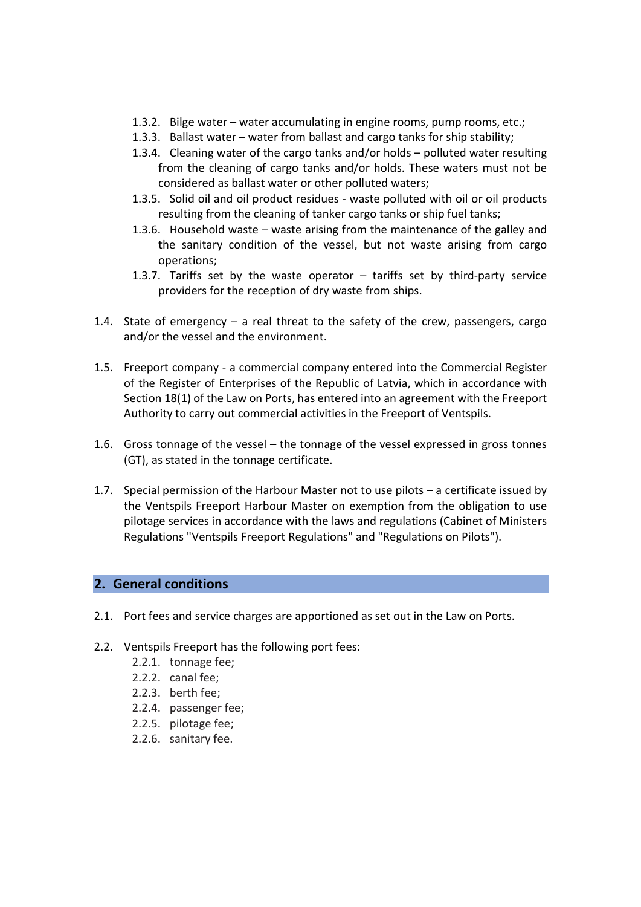1.3.2. Bilge water – water accumulating in engine rooms, pump rooms, etc.;
1.3.3. Ballast water – water from ballast and cargo tanks for ship stability;
1.3.4. Cleaning water of the cargo tanks and/or holds – polluted water resulting from the cleaning of cargo tanks and/or holds. These waters must not be considered as ballast water or other polluted waters;
1.3.5. Solid oil and oil product residues - waste polluted with oil or oil products resulting from the cleaning of tanker cargo tanks or ship fuel tanks;
1.3.6. Household waste – waste arising from the maintenance of the galley and the sanitary condition of the vessel, but not waste arising from cargo operations;
1.3.7. Tariffs set by the waste operator – tariffs set by third-party service providers for the reception of dry waste from ships.

1.4. State of emergency – a real threat to the safety of the crew, passengers, cargo and/or the vessel and the environment.

1.5. Freeport company - a commercial company entered into the Commercial Register of the Register of Enterprises of the Republic of Latvia, which in accordance with Section 18(1) of the Law on Ports, has entered into an agreement with the Freeport Authority to carry out commercial activities in the Freeport of Ventspils.

1.6. Gross tonnage of the vessel – the tonnage of the vessel expressed in gross tonnes (GT), as stated in the tonnage certificate.

1.7. Special permission of the Harbour Master not to use pilots – a certificate issued by the Ventspils Freeport Harbour Master on exemption from the obligation to use pilotage services in accordance with the laws and regulations (Cabinet of Ministers Regulations "Ventspils Freeport Regulations" and "Regulations on Pilots").

## 2. General conditions

2.1. Port fees and service charges are apportioned as set out in the Law on Ports.

2.2. Ventspils Freeport has the following port fees:
2.2.1. tonnage fee;
2.2.2. canal fee;
2.2.3. berth fee;
2.2.4. passenger fee;
2.2.5. pilotage fee;
2.2.6. sanitary fee.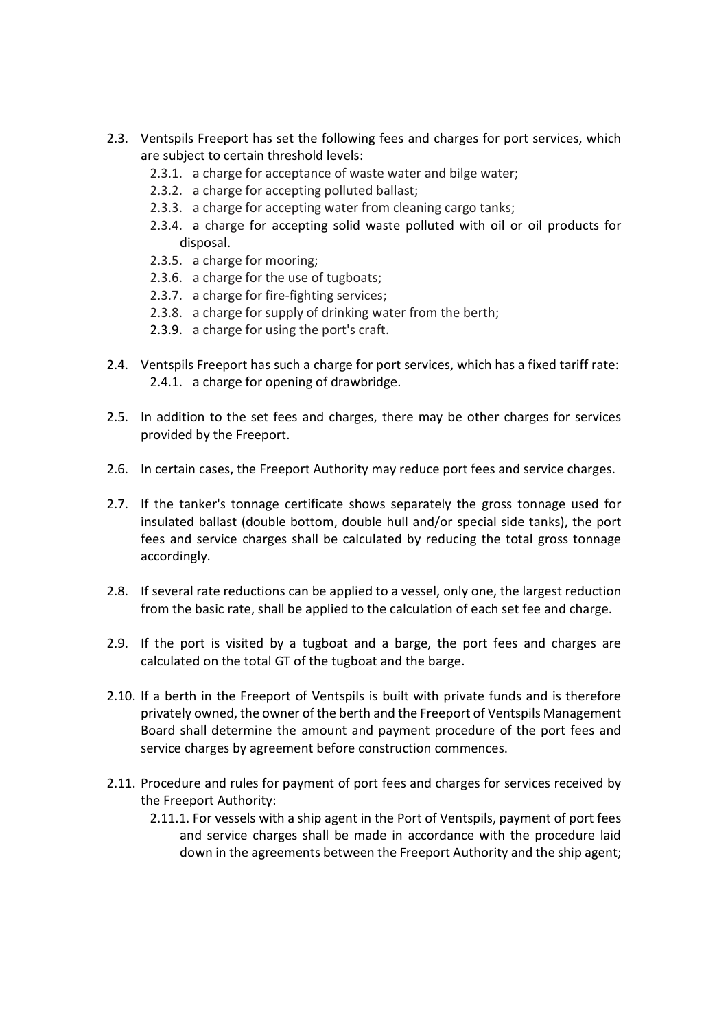- 2.3. Ventspils Freeport has set the following fees and charges for port services, which are subject to certain threshold levels:
  - 2.3.1. a charge for acceptance of waste water and bilge water;
  - 2.3.2. a charge for accepting polluted ballast;
  - 2.3.3. a charge for accepting water from cleaning cargo tanks;
  - 2.3.4. a charge for accepting solid waste polluted with oil or oil products for disposal.
  - 2.3.5. a charge for mooring;
  - 2.3.6. a charge for the use of tugboats;
  - 2.3.7. a charge for fire-fighting services;
  - 2.3.8. a charge for supply of drinking water from the berth;
  - 2.3.9. a charge for using the port's craft.
- 2.4. Ventspils Freeport has such a charge for port services, which has a fixed tariff rate:
  - 2.4.1. a charge for opening of drawbridge.
- 2.5. In addition to the set fees and charges, there may be other charges for services provided by the Freeport.
- 2.6. In certain cases, the Freeport Authority may reduce port fees and service charges.
- 2.7. If the tanker's tonnage certificate shows separately the gross tonnage used for insulated ballast (double bottom, double hull and/or special side tanks), the port fees and service charges shall be calculated by reducing the total gross tonnage accordingly.
- 2.8. If several rate reductions can be applied to a vessel, only one, the largest reduction from the basic rate, shall be applied to the calculation of each set fee and charge.
- 2.9. If the port is visited by a tugboat and a barge, the port fees and charges are calculated on the total GT of the tugboat and the barge.
- 2.10. If a berth in the Freeport of Ventspils is built with private funds and is therefore privately owned, the owner of the berth and the Freeport of Ventspils Management Board shall determine the amount and payment procedure of the port fees and service charges by agreement before construction commences.
- 2.11. Procedure and rules for payment of port fees and charges for services received by the Freeport Authority:
  - 2.11.1. For vessels with a ship agent in the Port of Ventspils, payment of port fees and service charges shall be made in accordance with the procedure laid down in the agreements between the Freeport Authority and the ship agent;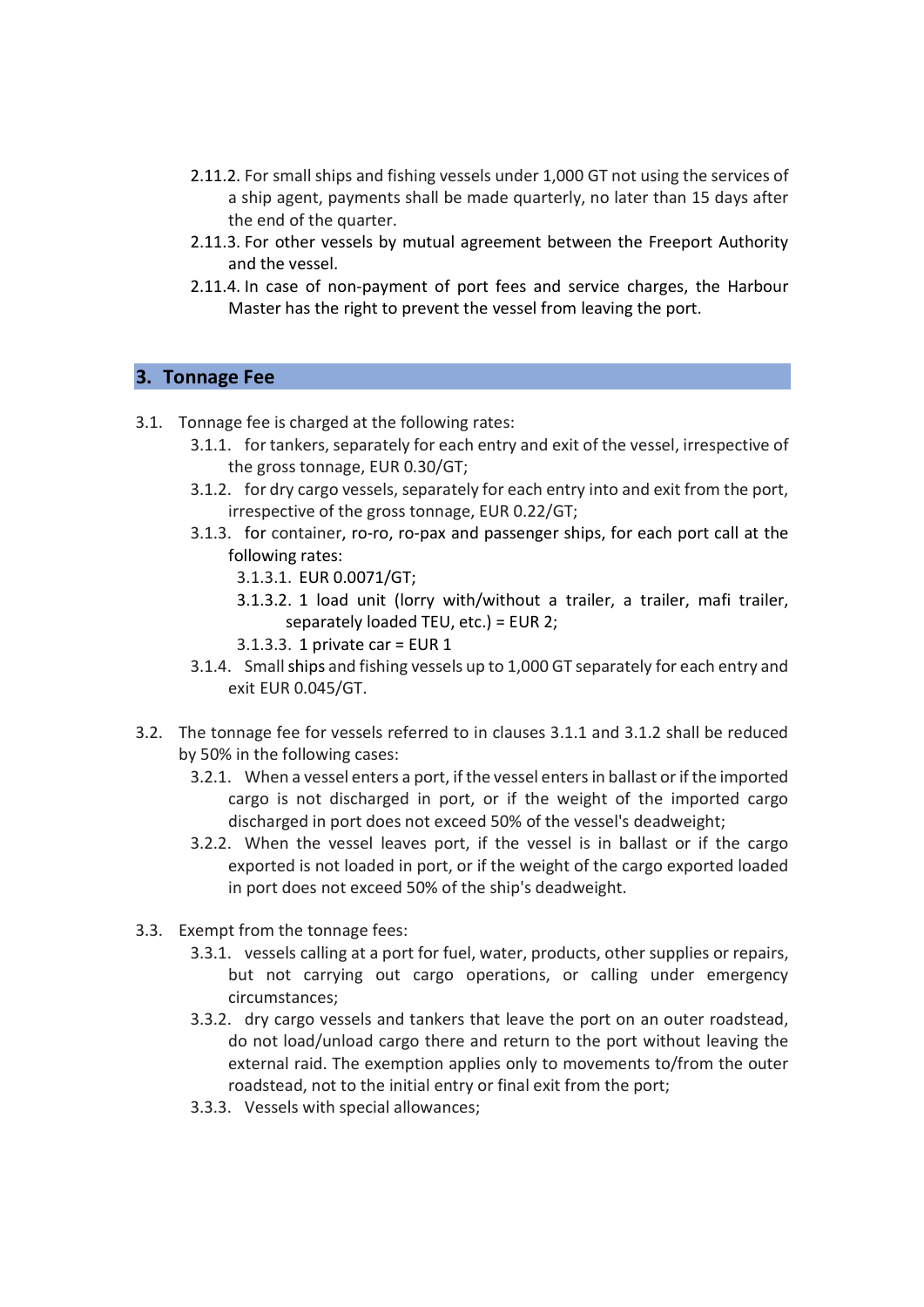2.11.2. For small ships and fishing vessels under 1,000 GT not using the services of a ship agent, payments shall be made quarterly, no later than 15 days after the end of the quarter.

2.11.3. For other vessels by mutual agreement between the Freeport Authority and the vessel.

2.11.4. In case of non-payment of port fees and service charges, the Harbour Master has the right to prevent the vessel from leaving the port.

## 3. Tonnage Fee

3.1. Tonnage fee is charged at the following rates:

- 3.1.1. for tankers, separately for each entry and exit of the vessel, irrespective of the gross tonnage, EUR 0.30/GT;
- 3.1.2. for dry cargo vessels, separately for each entry into and exit from the port, irrespective of the gross tonnage, EUR 0.22/GT;
- 3.1.3. for container, ro-ro, ro-pax and passenger ships, for each port call at the following rates:
  - 3.1.3.1. EUR 0.0071/GT;
  - 3.1.3.2. 1 load unit (lorry with/without a trailer, a trailer, mafi trailer, separately loaded TEU, etc.) = EUR 2;
  - 3.1.3.3. 1 private car = EUR 1
- 3.1.4. Small ships and fishing vessels up to 1,000 GT separately for each entry and exit EUR 0.045/GT.

3.2. The tonnage fee for vessels referred to in clauses 3.1.1 and 3.1.2 shall be reduced by 50% in the following cases:

- 3.2.1. When a vessel enters a port, if the vessel enters in ballast or if the imported cargo is not discharged in port, or if the weight of the imported cargo discharged in port does not exceed 50% of the vessel's deadweight;
- 3.2.2. When the vessel leaves port, if the vessel is in ballast or if the cargo exported is not loaded in port, or if the weight of the cargo exported loaded in port does not exceed 50% of the ship's deadweight.

3.3. Exempt from the tonnage fees:

- 3.3.1. vessels calling at a port for fuel, water, products, other supplies or repairs, but not carrying out cargo operations, or calling under emergency circumstances;
- 3.3.2. dry cargo vessels and tankers that leave the port on an outer roadstead, do not load/unload cargo there and return to the port without leaving the external raid. The exemption applies only to movements to/from the outer roadstead, not to the initial entry or final exit from the port;
- 3.3.3. Vessels with special allowances;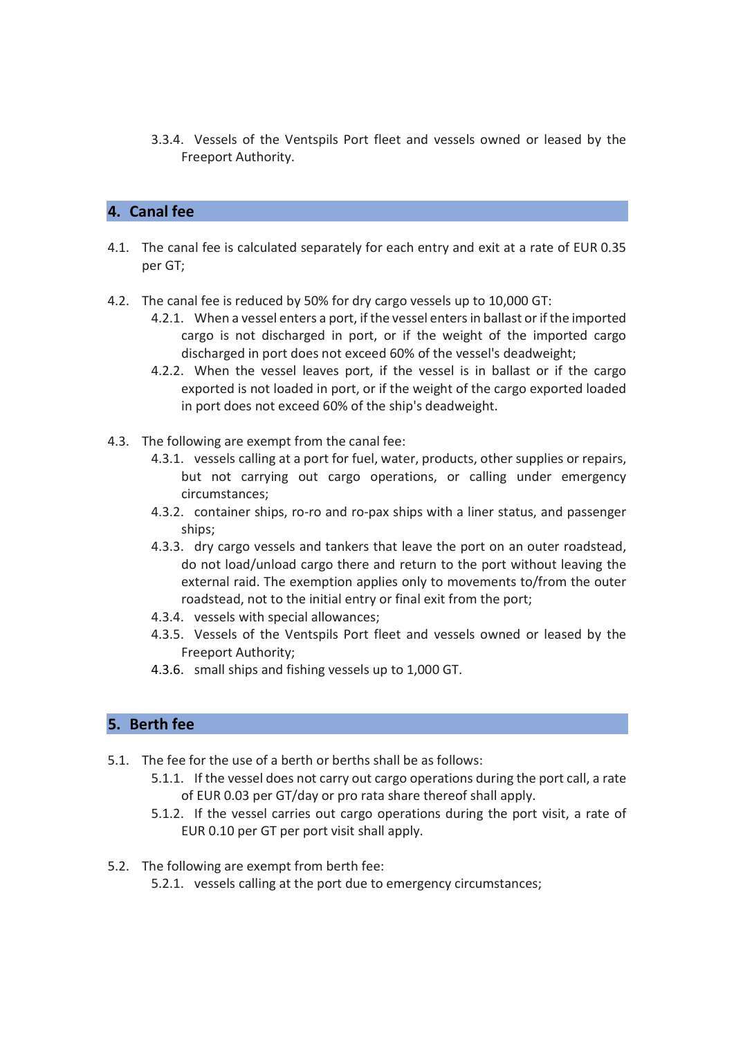3.3.4. Vessels of the Ventspils Port fleet and vessels owned or leased by the Freeport Authority.

## 4. Canal fee

4.1. The canal fee is calculated separately for each entry and exit at a rate of EUR 0.35 per GT;

4.2. The canal fee is reduced by 50% for dry cargo vessels up to 10,000 GT:

4.2.1. When a vessel enters a port, if the vessel enters in ballast or if the imported cargo is not discharged in port, or if the weight of the imported cargo discharged in port does not exceed 60% of the vessel's deadweight;

4.2.2. When the vessel leaves port, if the vessel is in ballast or if the cargo exported is not loaded in port, or if the weight of the cargo exported loaded in port does not exceed 60% of the ship's deadweight.

4.3. The following are exempt from the canal fee:

4.3.1. vessels calling at a port for fuel, water, products, other supplies or repairs, but not carrying out cargo operations, or calling under emergency circumstances;

4.3.2. container ships, ro-ro and ro-pax ships with a liner status, and passenger ships;

4.3.3. dry cargo vessels and tankers that leave the port on an outer roadstead, do not load/unload cargo there and return to the port without leaving the external raid. The exemption applies only to movements to/from the outer roadstead, not to the initial entry or final exit from the port;

4.3.4. vessels with special allowances;

4.3.5. Vessels of the Ventspils Port fleet and vessels owned or leased by the Freeport Authority;

4.3.6. small ships and fishing vessels up to 1,000 GT.

## 5. Berth fee

5.1. The fee for the use of a berth or berths shall be as follows:

5.1.1. If the vessel does not carry out cargo operations during the port call, a rate of EUR 0.03 per GT/day or pro rata share thereof shall apply.

5.1.2. If the vessel carries out cargo operations during the port visit, a rate of EUR 0.10 per GT per port visit shall apply.

5.2. The following are exempt from berth fee:

5.2.1. vessels calling at the port due to emergency circumstances;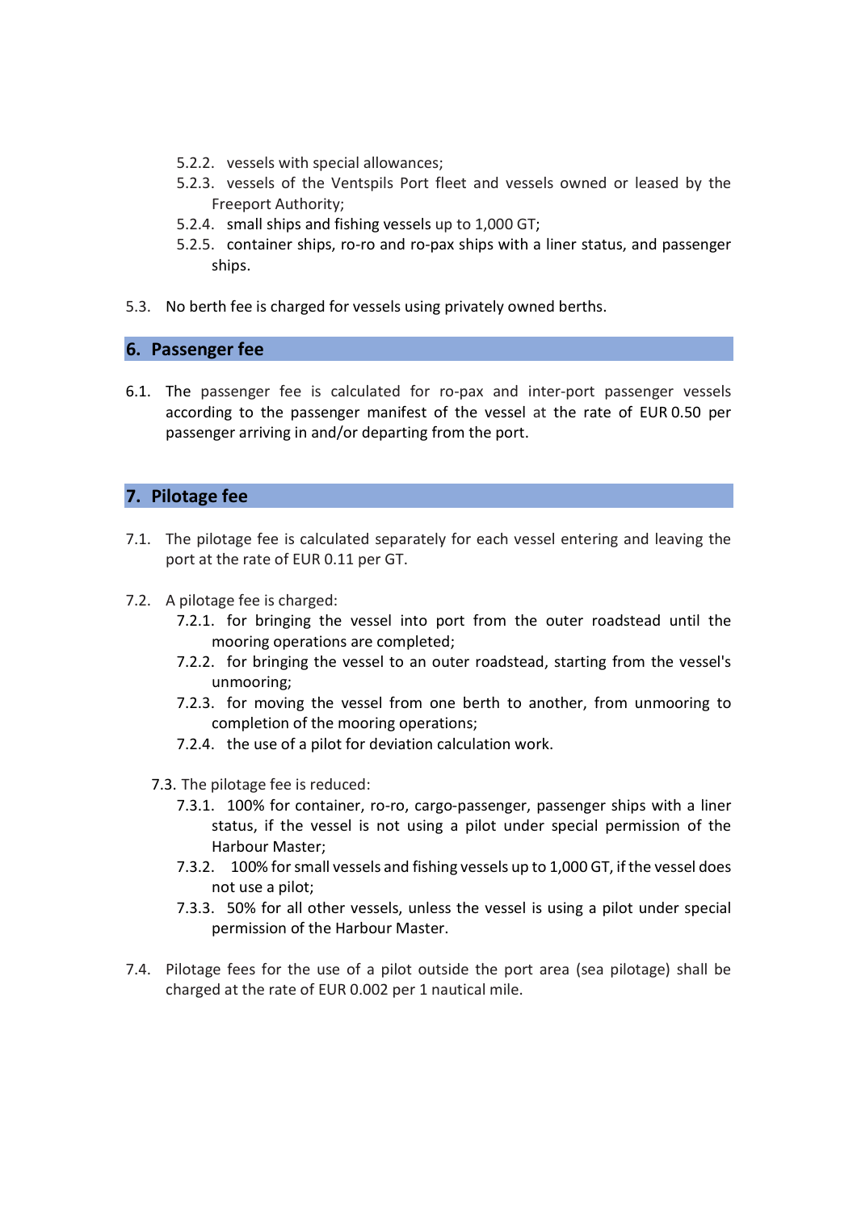- 5.2.2. vessels with special allowances;
- 5.2.3. vessels of the Ventspils Port fleet and vessels owned or leased by the Freeport Authority;
- 5.2.4. small ships and fishing vessels up to 1,000 GT;
- 5.2.5. container ships, ro-ro and ro-pax ships with a liner status, and passenger ships.

5.3. No berth fee is charged for vessels using privately owned berths.

## 6. Passenger fee

6.1. The passenger fee is calculated for ro-pax and inter-port passenger vessels according to the passenger manifest of the vessel at the rate of EUR 0.50 per passenger arriving in and/or departing from the port.

## 7. Pilotage fee

7.1. The pilotage fee is calculated separately for each vessel entering and leaving the port at the rate of EUR 0.11 per GT.

7.2. A pilotage fee is charged:

- 7.2.1. for bringing the vessel into port from the outer roadstead until the mooring operations are completed;
- 7.2.2. for bringing the vessel to an outer roadstead, starting from the vessel's unmooring;
- 7.2.3. for moving the vessel from one berth to another, from unmooring to completion of the mooring operations;
- 7.2.4. the use of a pilot for deviation calculation work.

7.3. The pilotage fee is reduced:

- 7.3.1. 100% for container, ro-ro, cargo-passenger, passenger ships with a liner status, if the vessel is not using a pilot under special permission of the Harbour Master;
- 7.3.2. 100% for small vessels and fishing vessels up to 1,000 GT, if the vessel does not use a pilot;
- 7.3.3. 50% for all other vessels, unless the vessel is using a pilot under special permission of the Harbour Master.

7.4. Pilotage fees for the use of a pilot outside the port area (sea pilotage) shall be charged at the rate of EUR 0.002 per 1 nautical mile.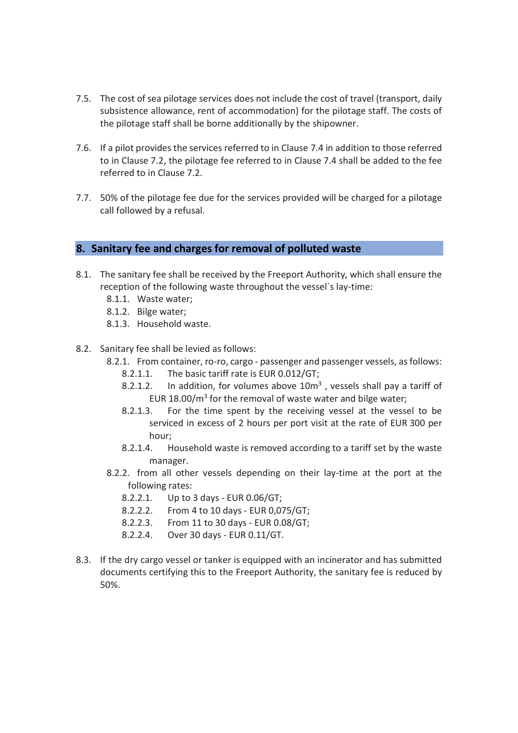7.5. The cost of sea pilotage services does not include the cost of travel (transport, daily subsistence allowance, rent of accommodation) for the pilotage staff. The costs of the pilotage staff shall be borne additionally by the shipowner.

7.6. If a pilot provides the services referred to in Clause 7.4 in addition to those referred to in Clause 7.2, the pilotage fee referred to in Clause 7.4 shall be added to the fee referred to in Clause 7.2.

7.7. 50% of the pilotage fee due for the services provided will be charged for a pilotage call followed by a refusal.

## 8. Sanitary fee and charges for removal of polluted waste

8.1. The sanitary fee shall be received by the Freeport Authority, which shall ensure the reception of the following waste throughout the vessel`s lay-time:
- 8.1.1. Waste water;
- 8.1.2. Bilge water;
- 8.1.3. Household waste.

8.2. Sanitary fee shall be levied as follows:
- 8.2.1. From container, ro-ro, cargo - passenger and passenger vessels, as follows:
  - 8.2.1.1. The basic tariff rate is EUR 0.012/GT;
  - 8.2.1.2. In addition, for volumes above $10m^3$ , vessels shall pay a tariff of EUR $18.00/m^3$ for the removal of waste water and bilge water;
  - 8.2.1.3. For the time spent by the receiving vessel at the vessel to be serviced in excess of 2 hours per port visit at the rate of EUR 300 per hour;
  - 8.2.1.4. Household waste is removed according to a tariff set by the waste manager.
- 8.2.2. from all other vessels depending on their lay-time at the port at the following rates:
  - 8.2.2.1. Up to 3 days - EUR 0.06/GT;
  - 8.2.2.2. From 4 to 10 days - EUR 0,075/GT;
  - 8.2.2.3. From 11 to 30 days - EUR 0.08/GT;
  - 8.2.2.4. Over 30 days - EUR 0.11/GT.

8.3. If the dry cargo vessel or tanker is equipped with an incinerator and has submitted documents certifying this to the Freeport Authority, the sanitary fee is reduced by 50%.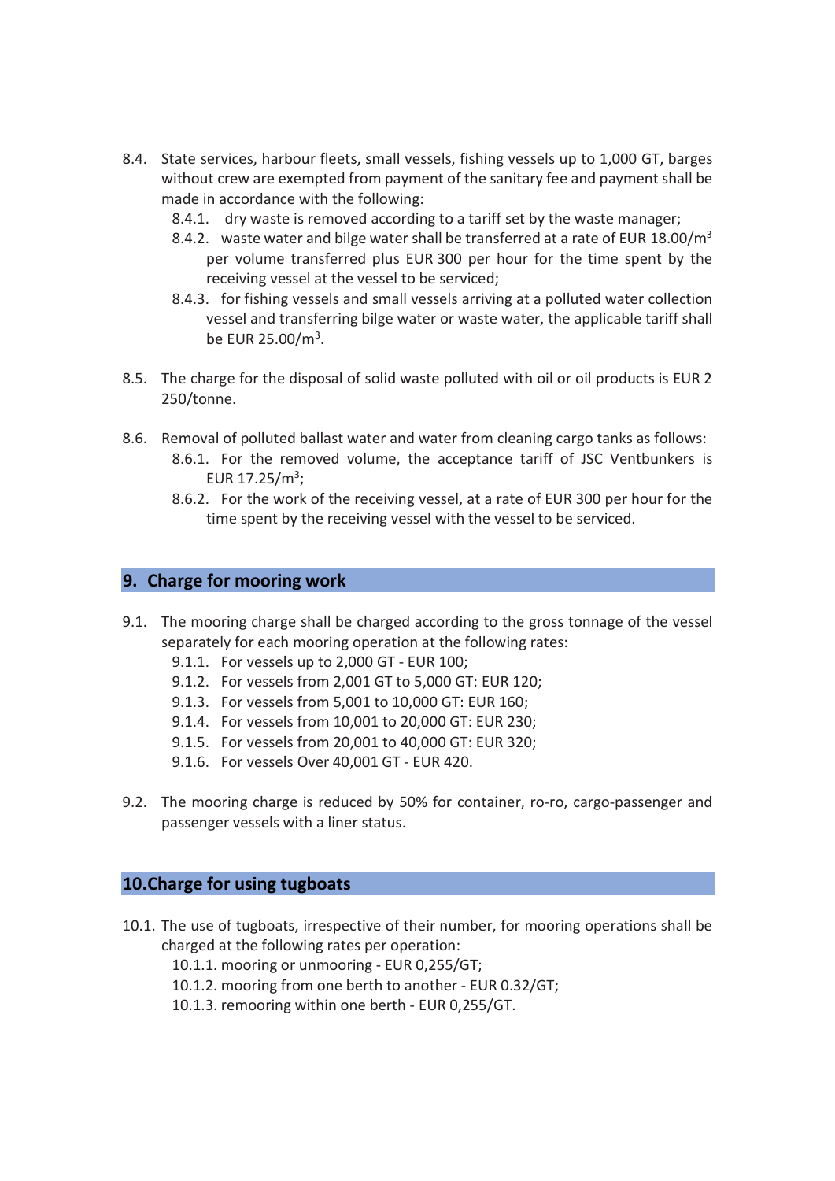8.4. State services, harbour fleets, small vessels, fishing vessels up to 1,000 GT, barges without crew are exempted from payment of the sanitary fee and payment shall be made in accordance with the following:

- 8.4.1. dry waste is removed according to a tariff set by the waste manager;
- 8.4.2. waste water and bilge water shall be transferred at a rate of EUR 18.00/m$^3$ per volume transferred plus EUR 300 per hour for the time spent by the receiving vessel at the vessel to be serviced;
- 8.4.3. for fishing vessels and small vessels arriving at a polluted water collection vessel and transferring bilge water or waste water, the applicable tariff shall be EUR 25.00/m$^3$.

8.5. The charge for the disposal of solid waste polluted with oil or oil products is EUR 2 250/tonne.

8.6. Removal of polluted ballast water and water from cleaning cargo tanks as follows:

- 8.6.1. For the removed volume, the acceptance tariff of JSC Ventbunkers is EUR 17.25/m$^3$;
- 8.6.2. For the work of the receiving vessel, at a rate of EUR 300 per hour for the time spent by the receiving vessel with the vessel to be serviced.

## 9. Charge for mooring work

9.1. The mooring charge shall be charged according to the gross tonnage of the vessel separately for each mooring operation at the following rates:

- 9.1.1. For vessels up to 2,000 GT - EUR 100;
- 9.1.2. For vessels from 2,001 GT to 5,000 GT: EUR 120;
- 9.1.3. For vessels from 5,001 to 10,000 GT: EUR 160;
- 9.1.4. For vessels from 10,001 to 20,000 GT: EUR 230;
- 9.1.5. For vessels from 20,001 to 40,000 GT: EUR 320;
- 9.1.6. For vessels Over 40,001 GT - EUR 420.

9.2. The mooring charge is reduced by 50% for container, ro-ro, cargo-passenger and passenger vessels with a liner status.

## 10.Charge for using tugboats

10.1. The use of tugboats, irrespective of their number, for mooring operations shall be charged at the following rates per operation:

- 10.1.1. mooring or unmooring - EUR 0,255/GT;
- 10.1.2. mooring from one berth to another - EUR 0.32/GT;
- 10.1.3. remooring within one berth - EUR 0,255/GT.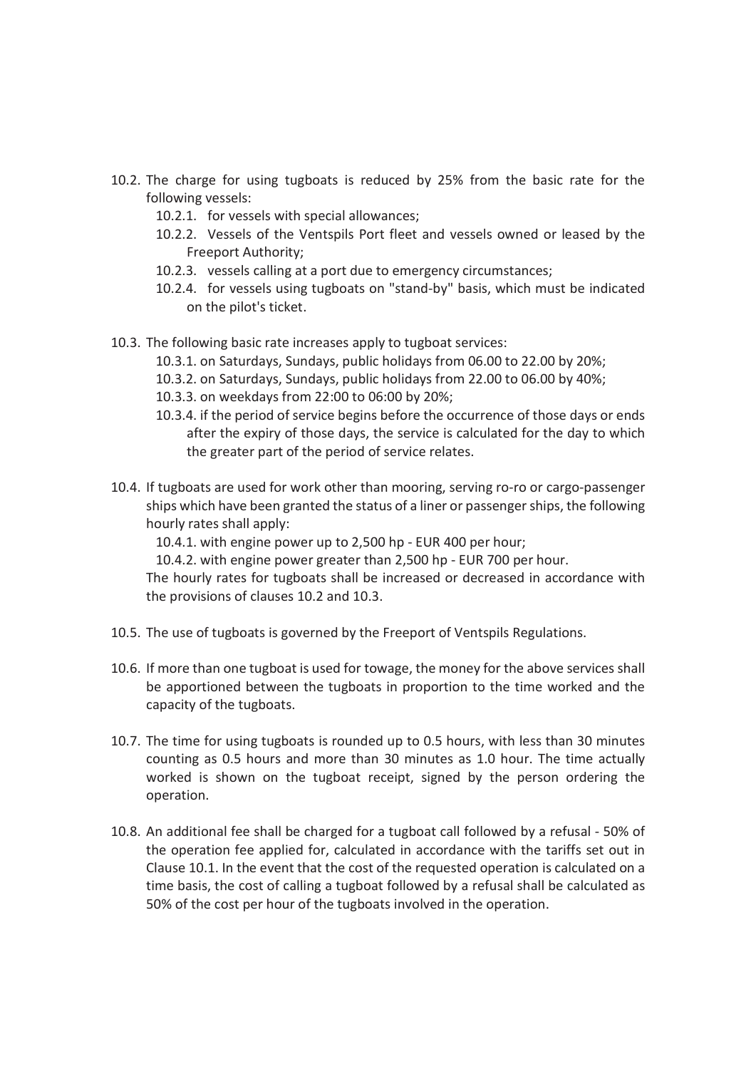10.2. The charge for using tugboats is reduced by 25% from the basic rate for the following vessels:

- 10.2.1. for vessels with special allowances;
- 10.2.2. Vessels of the Ventspils Port fleet and vessels owned or leased by the Freeport Authority;
- 10.2.3. vessels calling at a port due to emergency circumstances;
- 10.2.4. for vessels using tugboats on "stand-by" basis, which must be indicated on the pilot's ticket.

10.3. The following basic rate increases apply to tugboat services:

- 10.3.1. on Saturdays, Sundays, public holidays from 06.00 to 22.00 by 20%;
- 10.3.2. on Saturdays, Sundays, public holidays from 22.00 to 06.00 by 40%;
- 10.3.3. on weekdays from 22:00 to 06:00 by 20%;
- 10.3.4. if the period of service begins before the occurrence of those days or ends after the expiry of those days, the service is calculated for the day to which the greater part of the period of service relates.

10.4. If tugboats are used for work other than mooring, serving ro-ro or cargo-passenger ships which have been granted the status of a liner or passenger ships, the following hourly rates shall apply:

- 10.4.1. with engine power up to 2,500 hp - EUR 400 per hour;
- 10.4.2. with engine power greater than 2,500 hp - EUR 700 per hour.

The hourly rates for tugboats shall be increased or decreased in accordance with the provisions of clauses 10.2 and 10.3.

10.5. The use of tugboats is governed by the Freeport of Ventspils Regulations.

10.6. If more than one tugboat is used for towage, the money for the above services shall be apportioned between the tugboats in proportion to the time worked and the capacity of the tugboats.

10.7. The time for using tugboats is rounded up to 0.5 hours, with less than 30 minutes counting as 0.5 hours and more than 30 minutes as 1.0 hour. The time actually worked is shown on the tugboat receipt, signed by the person ordering the operation.

10.8. An additional fee shall be charged for a tugboat call followed by a refusal - 50% of the operation fee applied for, calculated in accordance with the tariffs set out in Clause 10.1. In the event that the cost of the requested operation is calculated on a time basis, the cost of calling a tugboat followed by a refusal shall be calculated as 50% of the cost per hour of the tugboats involved in the operation.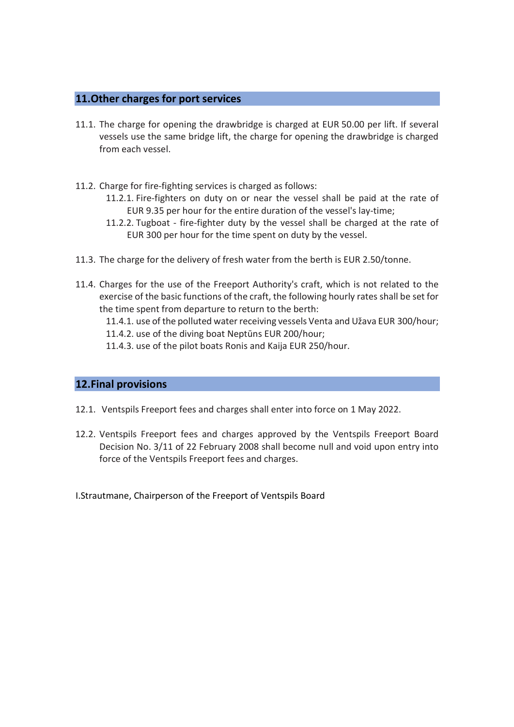## 11. Other charges for port services

11.1. The charge for opening the drawbridge is charged at EUR 50.00 per lift. If several vessels use the same bridge lift, the charge for opening the drawbridge is charged from each vessel.

11.2. Charge for fire-fighting services is charged as follows:

11.2.1. Fire-fighters on duty on or near the vessel shall be paid at the rate of EUR 9.35 per hour for the entire duration of the vessel's lay-time;

11.2.2. Tugboat - fire-fighter duty by the vessel shall be charged at the rate of EUR 300 per hour for the time spent on duty by the vessel.

11.3. The charge for the delivery of fresh water from the berth is EUR 2.50/tonne.

11.4. Charges for the use of the Freeport Authority's craft, which is not related to the exercise of the basic functions of the craft, the following hourly rates shall be set for the time spent from departure to return to the berth:

11.4.1. use of the polluted water receiving vessels Venta and Užava EUR 300/hour;

11.4.2. use of the diving boat Neptūns EUR 200/hour;

11.4.3. use of the pilot boats Ronis and Kaija EUR 250/hour.

## 12. Final provisions

12.1. Ventspils Freeport fees and charges shall enter into force on 1 May 2022.

12.2. Ventspils Freeport fees and charges approved by the Ventspils Freeport Board Decision No. 3/11 of 22 February 2008 shall become null and void upon entry into force of the Ventspils Freeport fees and charges.

I.Strautmane, Chairperson of the Freeport of Ventspils Board